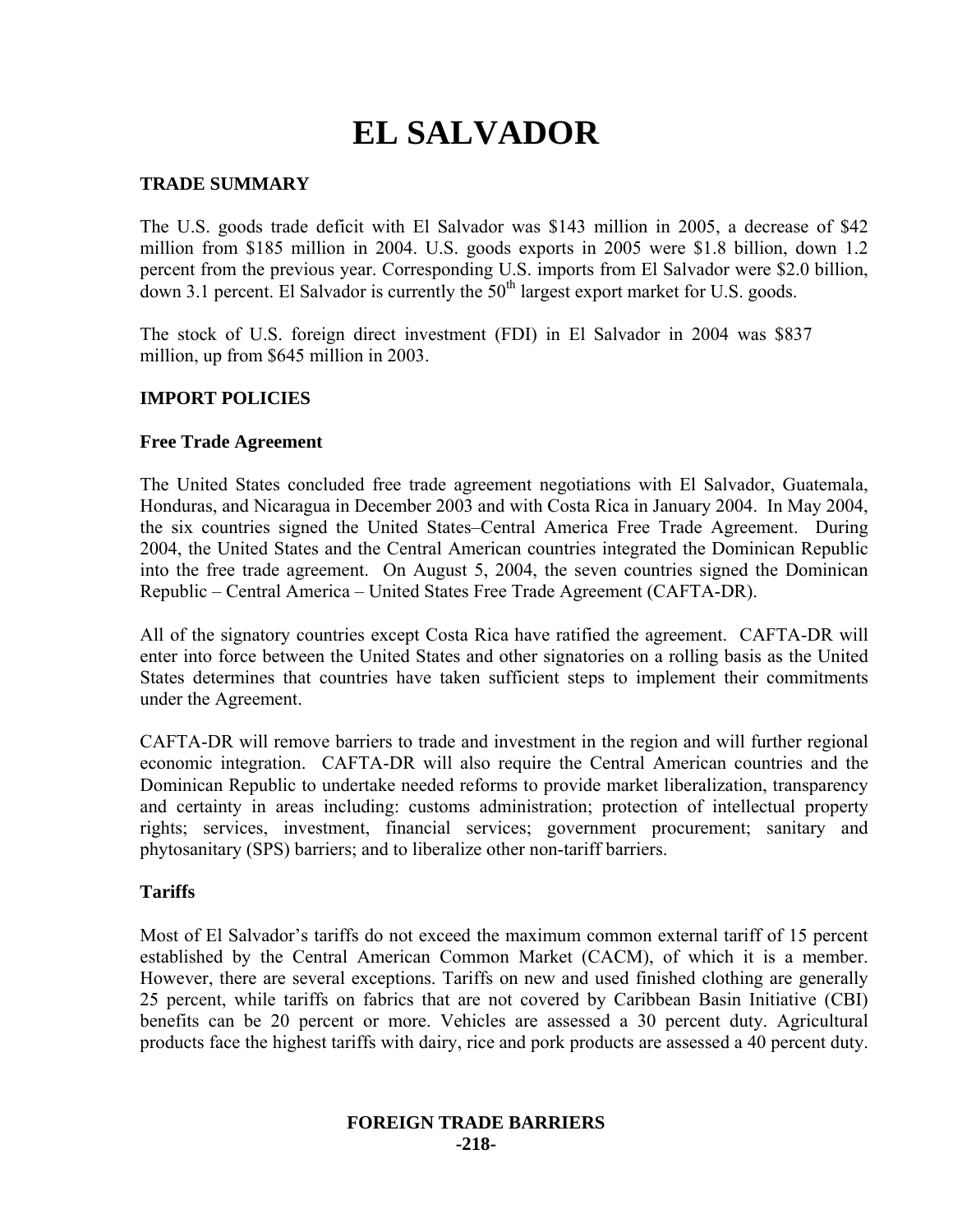# EL SALVADOR

## TRADE SUMMARY

The U.S. goods trade deficit with El Salvador was $143 million in 2005, a decrease of $42 million from $185 million in 2004. U.S. goods exports in 2005 were $1.8 billion, down 1.2 percent from the previous year. Corresponding U.S. imports from El Salvador were $2.0 billion, down 3.1 percent. El Salvador is currently the 50th largest export market for U.S. goods.

The stock of U.S. foreign direct investment (FDI) in El Salvador in 2004 was $837 million, up from $645 million in 2003.

## IMPORT POLICIES

### Free Trade Agreement

The United States concluded free trade agreement negotiations with El Salvador, Guatemala, Honduras, and Nicaragua in December 2003 and with Costa Rica in January 2004. In May 2004, the six countries signed the United States–Central America Free Trade Agreement. During 2004, the United States and the Central American countries integrated the Dominican Republic into the free trade agreement. On August 5, 2004, the seven countries signed the Dominican Republic – Central America – United States Free Trade Agreement (CAFTA-DR).

All of the signatory countries except Costa Rica have ratified the agreement. CAFTA-DR will enter into force between the United States and other signatories on a rolling basis as the United States determines that countries have taken sufficient steps to implement their commitments under the Agreement.

CAFTA-DR will remove barriers to trade and investment in the region and will further regional economic integration. CAFTA-DR will also require the Central American countries and the Dominican Republic to undertake needed reforms to provide market liberalization, transparency and certainty in areas including: customs administration; protection of intellectual property rights; services, investment, financial services; government procurement; sanitary and phytosanitary (SPS) barriers; and to liberalize other non-tariff barriers.

### Tariffs

Most of El Salvador's tariffs do not exceed the maximum common external tariff of 15 percent established by the Central American Common Market (CACM), of which it is a member. However, there are several exceptions. Tariffs on new and used finished clothing are generally 25 percent, while tariffs on fabrics that are not covered by Caribbean Basin Initiative (CBI) benefits can be 20 percent or more. Vehicles are assessed a 30 percent duty. Agricultural products face the highest tariffs with dairy, rice and pork products are assessed a 40 percent duty.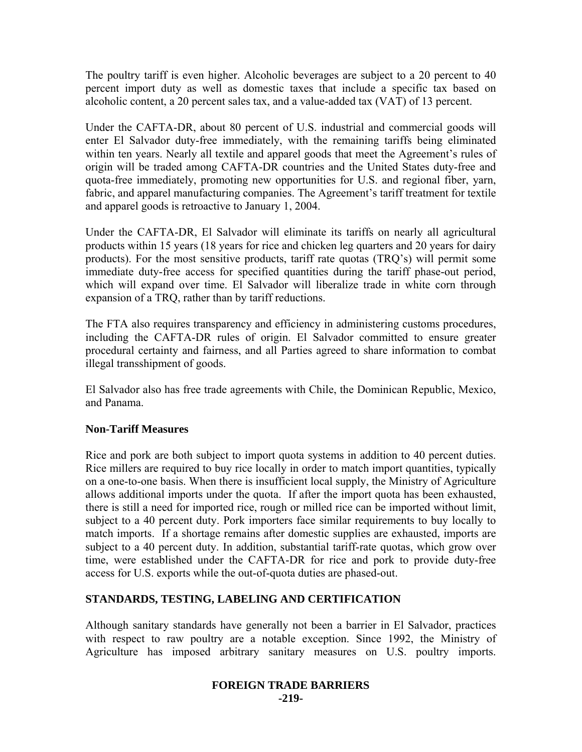The poultry tariff is even higher. Alcoholic beverages are subject to a 20 percent to 40 percent import duty as well as domestic taxes that include a specific tax based on alcoholic content, a 20 percent sales tax, and a value-added tax (VAT) of 13 percent.

Under the CAFTA-DR, about 80 percent of U.S. industrial and commercial goods will enter El Salvador duty-free immediately, with the remaining tariffs being eliminated within ten years. Nearly all textile and apparel goods that meet the Agreement's rules of origin will be traded among CAFTA-DR countries and the United States duty-free and quota-free immediately, promoting new opportunities for U.S. and regional fiber, yarn, fabric, and apparel manufacturing companies. The Agreement's tariff treatment for textile and apparel goods is retroactive to January 1, 2004.

Under the CAFTA-DR, El Salvador will eliminate its tariffs on nearly all agricultural products within 15 years (18 years for rice and chicken leg quarters and 20 years for dairy products). For the most sensitive products, tariff rate quotas (TRQ's) will permit some immediate duty-free access for specified quantities during the tariff phase-out period, which will expand over time. El Salvador will liberalize trade in white corn through expansion of a TRQ, rather than by tariff reductions.

The FTA also requires transparency and efficiency in administering customs procedures, including the CAFTA-DR rules of origin. El Salvador committed to ensure greater procedural certainty and fairness, and all Parties agreed to share information to combat illegal transshipment of goods.

El Salvador also has free trade agreements with Chile, the Dominican Republic, Mexico, and Panama.

**Non-Tariff Measures**

Rice and pork are both subject to import quota systems in addition to 40 percent duties. Rice millers are required to buy rice locally in order to match import quantities, typically on a one-to-one basis. When there is insufficient local supply, the Ministry of Agriculture allows additional imports under the quota. If after the import quota has been exhausted, there is still a need for imported rice, rough or milled rice can be imported without limit, subject to a 40 percent duty. Pork importers face similar requirements to buy locally to match imports. If a shortage remains after domestic supplies are exhausted, imports are subject to a 40 percent duty. In addition, substantial tariff-rate quotas, which grow over time, were established under the CAFTA-DR for rice and pork to provide duty-free access for U.S. exports while the out-of-quota duties are phased-out.

## STANDARDS, TESTING, LABELING AND CERTIFICATION

Although sanitary standards have generally not been a barrier in El Salvador, practices with respect to raw poultry are a notable exception. Since 1992, the Ministry of Agriculture has imposed arbitrary sanitary measures on U.S. poultry imports.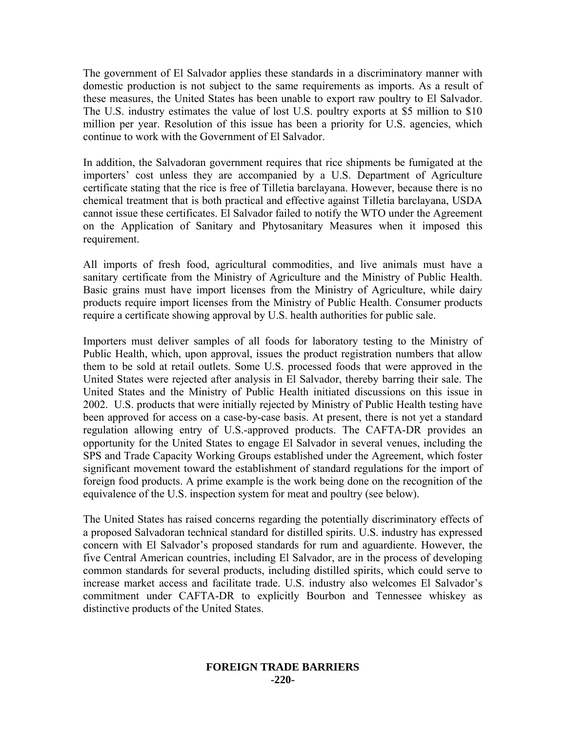The government of El Salvador applies these standards in a discriminatory manner with domestic production is not subject to the same requirements as imports. As a result of these measures, the United States has been unable to export raw poultry to El Salvador. The U.S. industry estimates the value of lost U.S. poultry exports at \$5 million to \$10 million per year. Resolution of this issue has been a priority for U.S. agencies, which continue to work with the Government of El Salvador.

In addition, the Salvadoran government requires that rice shipments be fumigated at the importers' cost unless they are accompanied by a U.S. Department of Agriculture certificate stating that the rice is free of Tilletia barclayana. However, because there is no chemical treatment that is both practical and effective against Tilletia barclayana, USDA cannot issue these certificates. El Salvador failed to notify the WTO under the Agreement on the Application of Sanitary and Phytosanitary Measures when it imposed this requirement.

All imports of fresh food, agricultural commodities, and live animals must have a sanitary certificate from the Ministry of Agriculture and the Ministry of Public Health. Basic grains must have import licenses from the Ministry of Agriculture, while dairy products require import licenses from the Ministry of Public Health. Consumer products require a certificate showing approval by U.S. health authorities for public sale.

Importers must deliver samples of all foods for laboratory testing to the Ministry of Public Health, which, upon approval, issues the product registration numbers that allow them to be sold at retail outlets. Some U.S. processed foods that were approved in the United States were rejected after analysis in El Salvador, thereby barring their sale. The United States and the Ministry of Public Health initiated discussions on this issue in 2002. U.S. products that were initially rejected by Ministry of Public Health testing have been approved for access on a case-by-case basis. At present, there is not yet a standard regulation allowing entry of U.S.-approved products. The CAFTA-DR provides an opportunity for the United States to engage El Salvador in several venues, including the SPS and Trade Capacity Working Groups established under the Agreement, which foster significant movement toward the establishment of standard regulations for the import of foreign food products. A prime example is the work being done on the recognition of the equivalence of the U.S. inspection system for meat and poultry (see below).

The United States has raised concerns regarding the potentially discriminatory effects of a proposed Salvadoran technical standard for distilled spirits. U.S. industry has expressed concern with El Salvador's proposed standards for rum and aguardiente. However, the five Central American countries, including El Salvador, are in the process of developing common standards for several products, including distilled spirits, which could serve to increase market access and facilitate trade. U.S. industry also welcomes El Salvador's commitment under CAFTA-DR to explicitly Bourbon and Tennessee whiskey as distinctive products of the United States.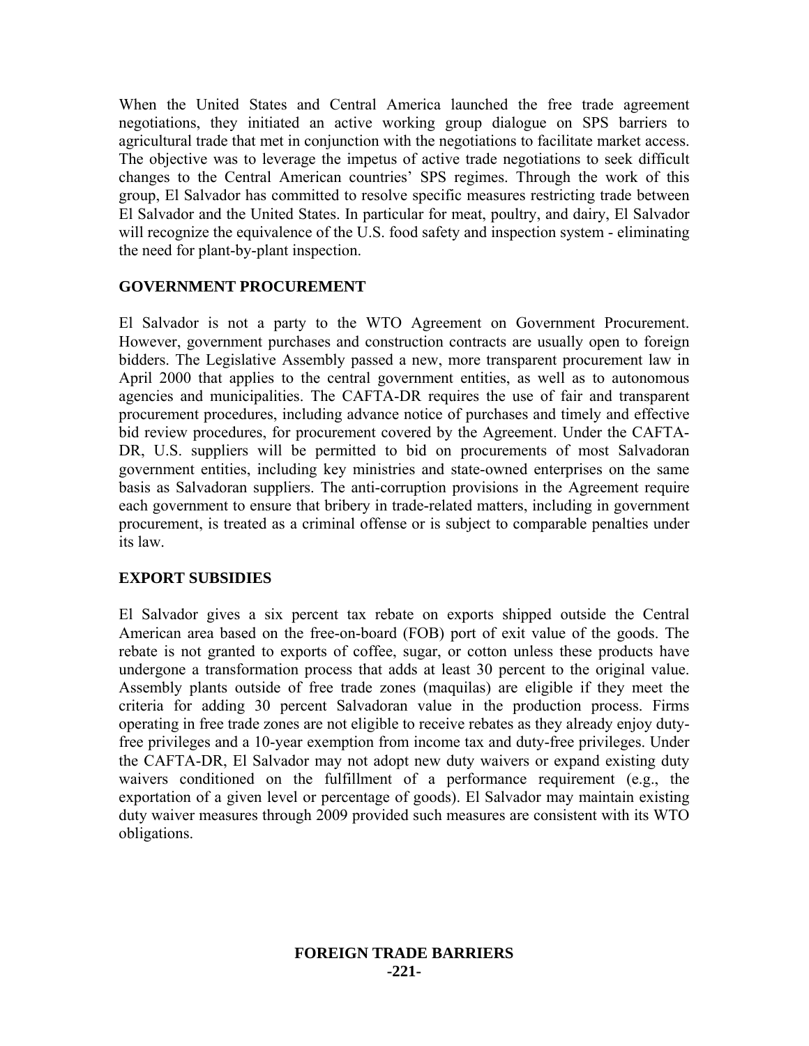When the United States and Central America launched the free trade agreement negotiations, they initiated an active working group dialogue on SPS barriers to agricultural trade that met in conjunction with the negotiations to facilitate market access. The objective was to leverage the impetus of active trade negotiations to seek difficult changes to the Central American countries' SPS regimes. Through the work of this group, El Salvador has committed to resolve specific measures restricting trade between El Salvador and the United States. In particular for meat, poultry, and dairy, El Salvador will recognize the equivalence of the U.S. food safety and inspection system - eliminating the need for plant-by-plant inspection.

## GOVERNMENT PROCUREMENT

El Salvador is not a party to the WTO Agreement on Government Procurement. However, government purchases and construction contracts are usually open to foreign bidders. The Legislative Assembly passed a new, more transparent procurement law in April 2000 that applies to the central government entities, as well as to autonomous agencies and municipalities. The CAFTA-DR requires the use of fair and transparent procurement procedures, including advance notice of purchases and timely and effective bid review procedures, for procurement covered by the Agreement. Under the CAFTA-DR, U.S. suppliers will be permitted to bid on procurements of most Salvadoran government entities, including key ministries and state-owned enterprises on the same basis as Salvadoran suppliers. The anti-corruption provisions in the Agreement require each government to ensure that bribery in trade-related matters, including in government procurement, is treated as a criminal offense or is subject to comparable penalties under its law.

## EXPORT SUBSIDIES

El Salvador gives a six percent tax rebate on exports shipped outside the Central American area based on the free-on-board (FOB) port of exit value of the goods. The rebate is not granted to exports of coffee, sugar, or cotton unless these products have undergone a transformation process that adds at least 30 percent to the original value. Assembly plants outside of free trade zones (maquilas) are eligible if they meet the criteria for adding 30 percent Salvadoran value in the production process. Firms operating in free trade zones are not eligible to receive rebates as they already enjoy duty-free privileges and a 10-year exemption from income tax and duty-free privileges. Under the CAFTA-DR, El Salvador may not adopt new duty waivers or expand existing duty waivers conditioned on the fulfillment of a performance requirement (e.g., the exportation of a given level or percentage of goods). El Salvador may maintain existing duty waiver measures through 2009 provided such measures are consistent with its WTO obligations.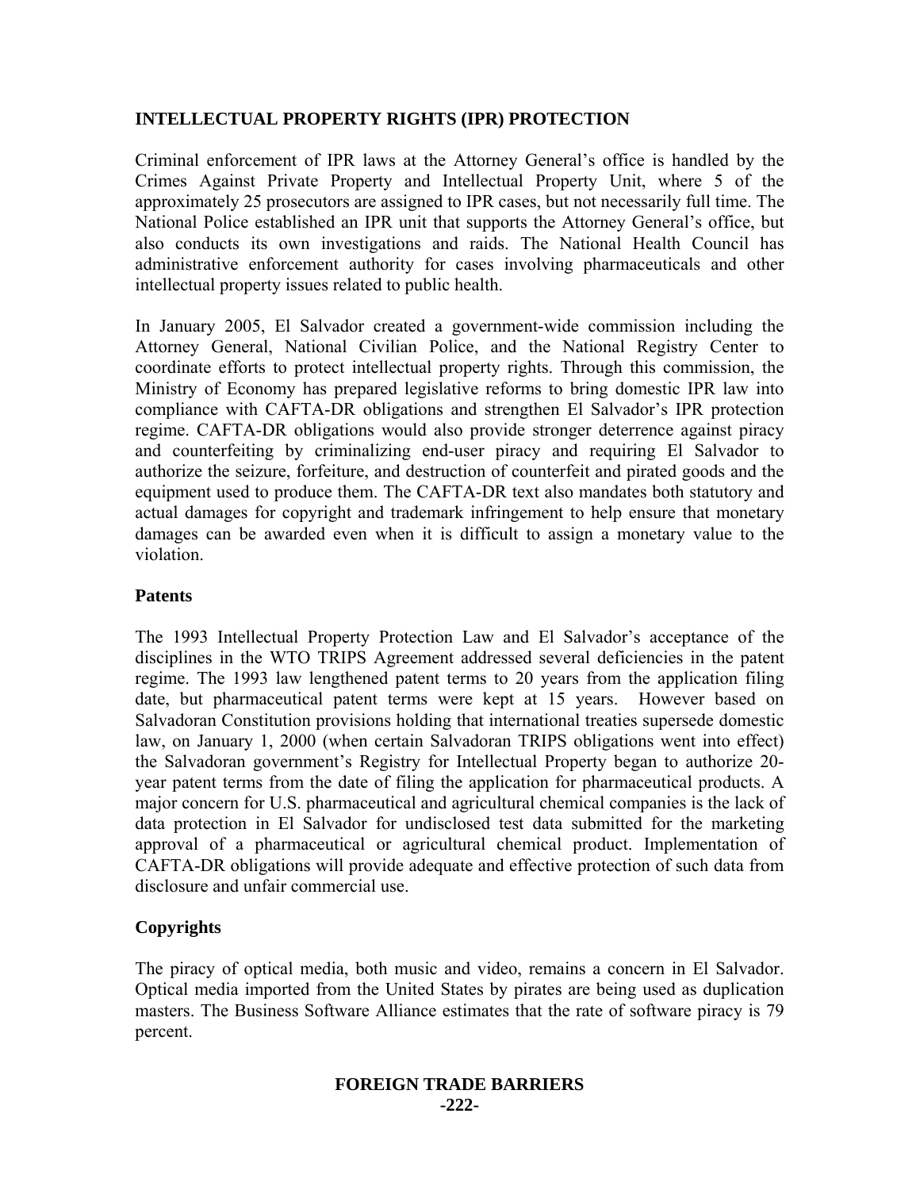## INTELLECTUAL PROPERTY RIGHTS (IPR) PROTECTION

Criminal enforcement of IPR laws at the Attorney General's office is handled by the Crimes Against Private Property and Intellectual Property Unit, where 5 of the approximately 25 prosecutors are assigned to IPR cases, but not necessarily full time. The National Police established an IPR unit that supports the Attorney General's office, but also conducts its own investigations and raids. The National Health Council has administrative enforcement authority for cases involving pharmaceuticals and other intellectual property issues related to public health.

In January 2005, El Salvador created a government-wide commission including the Attorney General, National Civilian Police, and the National Registry Center to coordinate efforts to protect intellectual property rights. Through this commission, the Ministry of Economy has prepared legislative reforms to bring domestic IPR law into compliance with CAFTA-DR obligations and strengthen El Salvador's IPR protection regime. CAFTA-DR obligations would also provide stronger deterrence against piracy and counterfeiting by criminalizing end-user piracy and requiring El Salvador to authorize the seizure, forfeiture, and destruction of counterfeit and pirated goods and the equipment used to produce them. The CAFTA-DR text also mandates both statutory and actual damages for copyright and trademark infringement to help ensure that monetary damages can be awarded even when it is difficult to assign a monetary value to the violation.

### Patents

The 1993 Intellectual Property Protection Law and El Salvador's acceptance of the disciplines in the WTO TRIPS Agreement addressed several deficiencies in the patent regime. The 1993 law lengthened patent terms to 20 years from the application filing date, but pharmaceutical patent terms were kept at 15 years. However based on Salvadoran Constitution provisions holding that international treaties supersede domestic law, on January 1, 2000 (when certain Salvadoran TRIPS obligations went into effect) the Salvadoran government's Registry for Intellectual Property began to authorize 20-year patent terms from the date of filing the application for pharmaceutical products. A major concern for U.S. pharmaceutical and agricultural chemical companies is the lack of data protection in El Salvador for undisclosed test data submitted for the marketing approval of a pharmaceutical or agricultural chemical product. Implementation of CAFTA-DR obligations will provide adequate and effective protection of such data from disclosure and unfair commercial use.

### Copyrights

The piracy of optical media, both music and video, remains a concern in El Salvador. Optical media imported from the United States by pirates are being used as duplication masters. The Business Software Alliance estimates that the rate of software piracy is 79 percent.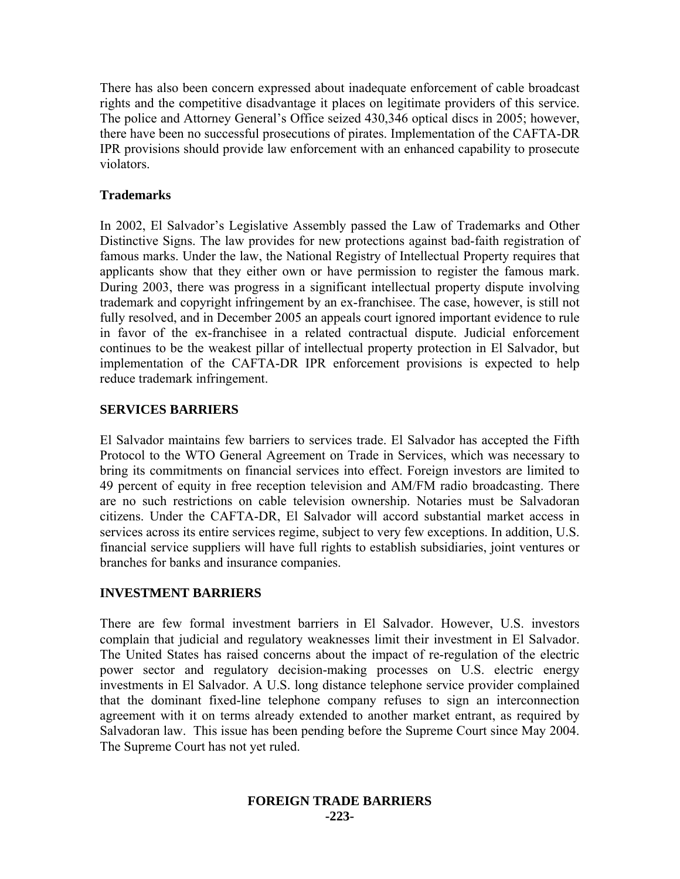There has also been concern expressed about inadequate enforcement of cable broadcast rights and the competitive disadvantage it places on legitimate providers of this service. The police and Attorney General's Office seized 430,346 optical discs in 2005; however, there have been no successful prosecutions of pirates. Implementation of the CAFTA-DR IPR provisions should provide law enforcement with an enhanced capability to prosecute violators.

**Trademarks**

In 2002, El Salvador's Legislative Assembly passed the Law of Trademarks and Other Distinctive Signs. The law provides for new protections against bad-faith registration of famous marks. Under the law, the National Registry of Intellectual Property requires that applicants show that they either own or have permission to register the famous mark. During 2003, there was progress in a significant intellectual property dispute involving trademark and copyright infringement by an ex-franchisee. The case, however, is still not fully resolved, and in December 2005 an appeals court ignored important evidence to rule in favor of the ex-franchisee in a related contractual dispute. Judicial enforcement continues to be the weakest pillar of intellectual property protection in El Salvador, but implementation of the CAFTA-DR IPR enforcement provisions is expected to help reduce trademark infringement.

## SERVICES BARRIERS

El Salvador maintains few barriers to services trade. El Salvador has accepted the Fifth Protocol to the WTO General Agreement on Trade in Services, which was necessary to bring its commitments on financial services into effect. Foreign investors are limited to 49 percent of equity in free reception television and AM/FM radio broadcasting. There are no such restrictions on cable television ownership. Notaries must be Salvadoran citizens. Under the CAFTA-DR, El Salvador will accord substantial market access in services across its entire services regime, subject to very few exceptions. In addition, U.S. financial service suppliers will have full rights to establish subsidiaries, joint ventures or branches for banks and insurance companies.

## INVESTMENT BARRIERS

There are few formal investment barriers in El Salvador. However, U.S. investors complain that judicial and regulatory weaknesses limit their investment in El Salvador. The United States has raised concerns about the impact of re-regulation of the electric power sector and regulatory decision-making processes on U.S. electric energy investments in El Salvador. A U.S. long distance telephone service provider complained that the dominant fixed-line telephone company refuses to sign an interconnection agreement with it on terms already extended to another market entrant, as required by Salvadoran law. This issue has been pending before the Supreme Court since May 2004. The Supreme Court has not yet ruled.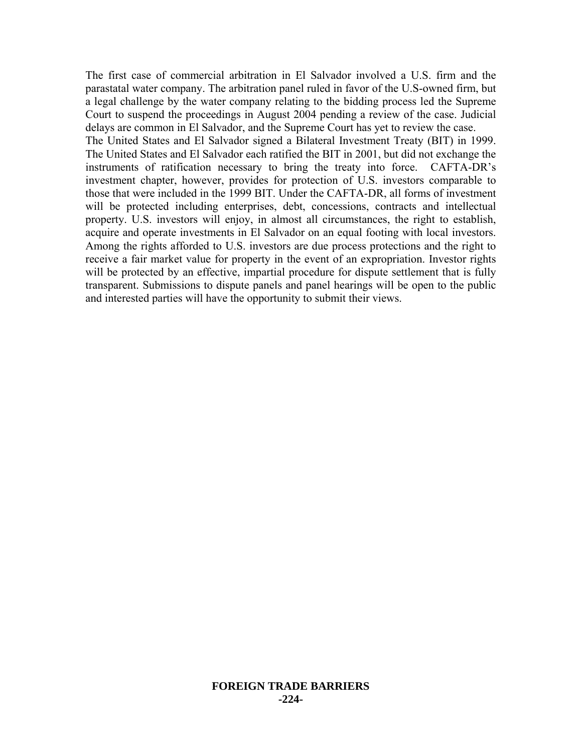The first case of commercial arbitration in El Salvador involved a U.S. firm and the parastatal water company. The arbitration panel ruled in favor of the U.S-owned firm, but a legal challenge by the water company relating to the bidding process led the Supreme Court to suspend the proceedings in August 2004 pending a review of the case. Judicial delays are common in El Salvador, and the Supreme Court has yet to review the case.

The United States and El Salvador signed a Bilateral Investment Treaty (BIT) in 1999. The United States and El Salvador each ratified the BIT in 2001, but did not exchange the instruments of ratification necessary to bring the treaty into force. CAFTA-DR's investment chapter, however, provides for protection of U.S. investors comparable to those that were included in the 1999 BIT. Under the CAFTA-DR, all forms of investment will be protected including enterprises, debt, concessions, contracts and intellectual property. U.S. investors will enjoy, in almost all circumstances, the right to establish, acquire and operate investments in El Salvador on an equal footing with local investors. Among the rights afforded to U.S. investors are due process protections and the right to receive a fair market value for property in the event of an expropriation. Investor rights will be protected by an effective, impartial procedure for dispute settlement that is fully transparent. Submissions to dispute panels and panel hearings will be open to the public and interested parties will have the opportunity to submit their views.